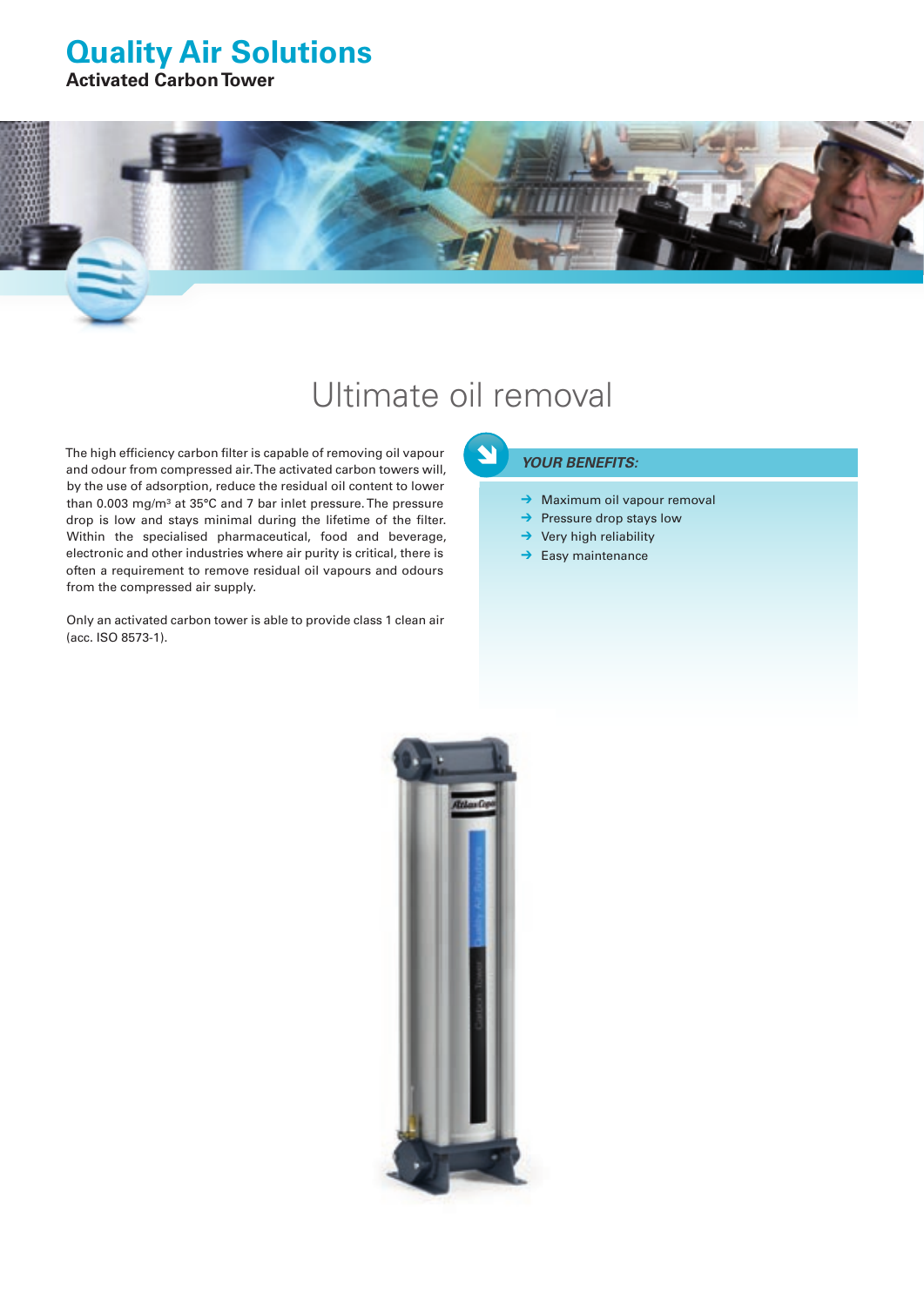# Quality Air Solutions

**Activated Carbon Tower**

## Ultimate oil removal

The high efficiency carbon filter is capable of removing oil vapour and odour from compressed air. The activated carbon towers will, by the use of adsorption, reduce the residual oil content to lower than 0.003 mg/m³ at 35°C and 7 bar inlet pressure. The pressure drop is low and stays minimal during the lifetime of the filter. Within the specialised pharmaceutical, food and beverage, electronic and other industries where air purity is critical, there is often a requirement to remove residual oil vapours and odours from the compressed air supply.

Only an activated carbon tower is able to provide class 1 clean air (acc. ISO 8573-1).

***YOUR BENEFITS:***

- Maximum oil vapour removal
- Pressure drop stays low
- Very high reliability
- Easy maintenance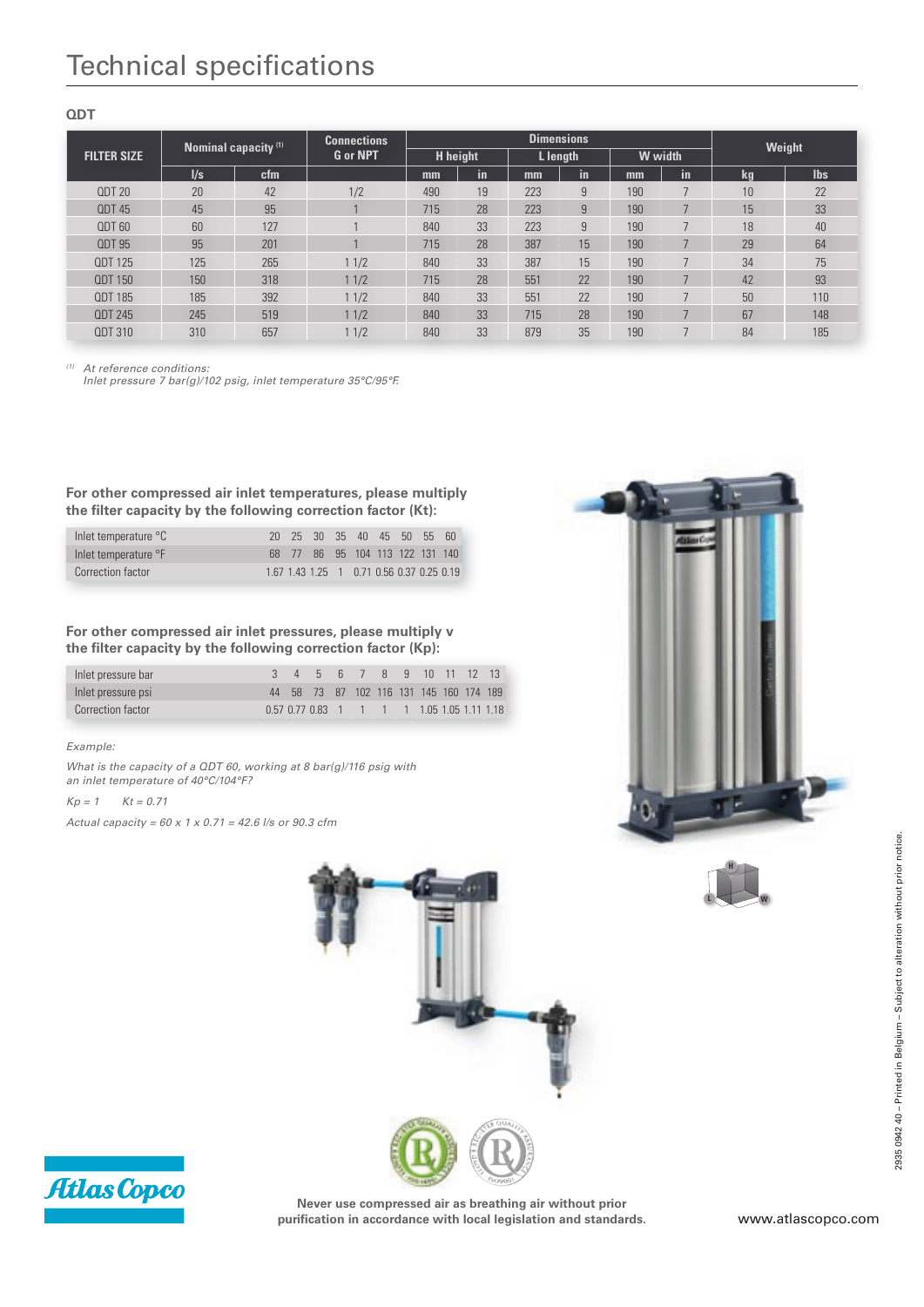# Technical specifications

### QDT

| FILTER SIZE | Nominal capacity (1) | | Connections G or NPT | Dimensions | | | | | | Weight | |
|---|---|---|---|---|---|---|---|---|---|---|---|
| | | | | H height | | L length | | W width | | | |
| | l/s | cfm | | mm | in | mm | in | mm | in | kg | lbs |
| QDT 20 | 20 | 42 | 1/2 | 490 | 19 | 223 | 9 | 190 | 7 | 10 | 22 |
| QDT 45 | 45 | 95 | 1 | 715 | 28 | 223 | 9 | 190 | 7 | 15 | 33 |
| QDT 60 | 60 | 127 | 1 | 840 | 33 | 223 | 9 | 190 | 7 | 18 | 40 |
| QDT 95 | 95 | 201 | 1 | 715 | 28 | 387 | 15 | 190 | 7 | 29 | 64 |
| QDT 125 | 125 | 265 | 1 1/2 | 840 | 33 | 387 | 15 | 190 | 7 | 34 | 75 |
| QDT 150 | 150 | 318 | 1 1/2 | 715 | 28 | 551 | 22 | 190 | 7 | 42 | 93 |
| QDT 185 | 185 | 392 | 1 1/2 | 840 | 33 | 551 | 22 | 190 | 7 | 50 | 110 |
| QDT 245 | 245 | 519 | 1 1/2 | 840 | 33 | 715 | 28 | 190 | 7 | 67 | 148 |
| QDT 310 | 310 | 657 | 1 1/2 | 840 | 33 | 879 | 35 | 190 | 7 | 84 | 185 |

*(1) At reference conditions:*
*Inlet pressure 7 bar(g)/102 psig, inlet temperature 35°C/95°F.*

**For other compressed air inlet temperatures, please multiply the filter capacity by the following correction factor (Kt):**

| | | | | | | | | | |
|---|---|---|---|---|---|---|---|---|---|
| Inlet temperature °C | 20 | 25 | 30 | 35 | 40 | 45 | 50 | 55 | 60 |
| Inlet temperature °F | 68 | 77 | 86 | 95 | 104 | 113 | 122 | 131 | 140 |
| Correction factor | 1.67 | 1.43 | 1.25 | 1 | 0.71 | 0.56 | 0.37 | 0.25 | 0.19 |

**For other compressed air inlet pressures, please multiply v the filter capacity by the following correction factor (Kp):**

| | | | | | | | | | | |
|---|---|---|---|---|---|---|---|---|---|---|
| Inlet pressure bar | 3 | 4 | 5 | 6 | 7 | 8 | 9 | 10 | 11 | 12 | 13 |
| Inlet pressure psi | 44 | 58 | 73 | 87 | 102 | 116 | 131 | 145 | 160 | 174 | 189 |
| Correction factor | 0.57 | 0.77 | 0.83 | 1 | 1 | 1 | 1 | 1.05 | 1.05 | 1.11 | 1.18 |

*Example:*

*What is the capacity of a QDT 60, working at 8 bar(g)/116 psig with an inlet temperature of 40°C/104°F?*

*Kp = 1 Kt = 0.71*

*Actual capacity = 60 x 1 x 0.71 = 42.6 l/s or 90.3 cfm*

H
L
W

**Never use compressed air as breathing air without prior purification in accordance with local legislation and standards.**

www.atlascopco.com

2935 0942 40 – Printed in Belgium – Subject to alteration without prior notice.